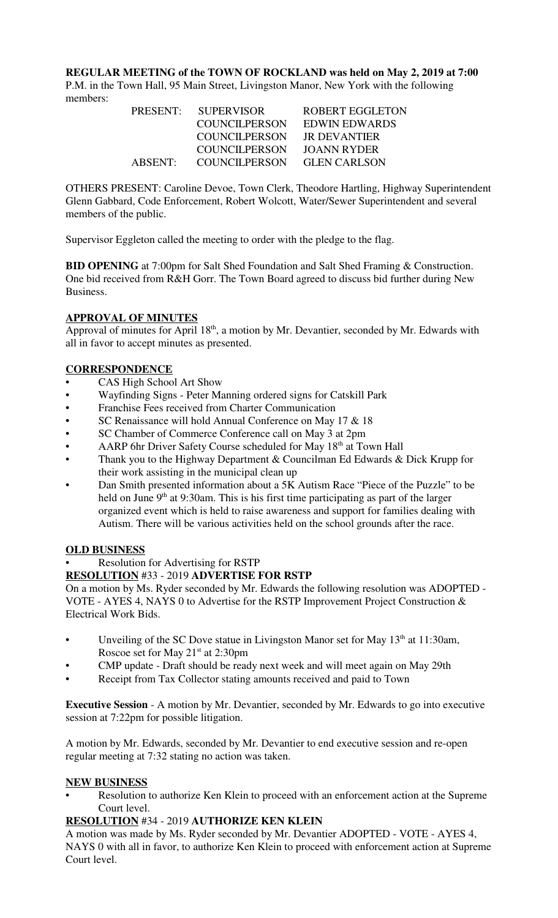**REGULAR MEETING of the TOWN OF ROCKLAND was held on May 2, 2019 at 7:00** P.M. in the Town Hall, 95 Main Street, Livingston Manor, New York with the following members:

| | | |
|---|---|---|
| PRESENT: | SUPERVISOR | ROBERT EGGLETON |
| | COUNCILPERSON | EDWIN EDWARDS |
| | COUNCILPERSON | JR DEVANTIER |
| | COUNCILPERSON | JOANN RYDER |
| ABSENT: | COUNCILPERSON | GLEN CARLSON |

OTHERS PRESENT: Caroline Devoe, Town Clerk, Theodore Hartling, Highway Superintendent Glenn Gabbard, Code Enforcement, Robert Wolcott, Water/Sewer Superintendent and several members of the public.

Supervisor Eggleton called the meeting to order with the pledge to the flag.

**BID OPENING** at 7:00pm for Salt Shed Foundation and Salt Shed Framing & Construction. One bid received from R&H Gorr. The Town Board agreed to discuss bid further during New Business.

**APPROVAL OF MINUTES**

Approval of minutes for April 18th, a motion by Mr. Devantier, seconded by Mr. Edwards with all in favor to accept minutes as presented.

**CORRESPONDENCE**

- CAS High School Art Show
- Wayfinding Signs - Peter Manning ordered signs for Catskill Park
- Franchise Fees received from Charter Communication
- SC Renaissance will hold Annual Conference on May 17 & 18
- SC Chamber of Commerce Conference call on May 3 at 2pm
- AARP 6hr Driver Safety Course scheduled for May 18th at Town Hall
- Thank you to the Highway Department & Councilman Ed Edwards & Dick Krupp for their work assisting in the municipal clean up
- Dan Smith presented information about a 5K Autism Race "Piece of the Puzzle" to be held on June 9th at 9:30am. This is his first time participating as part of the larger organized event which is held to raise awareness and support for families dealing with Autism. There will be various activities held on the school grounds after the race.

**OLD BUSINESS**

- Resolution for Advertising for RSTP

**RESOLUTION** #33 - 2019 **ADVERTISE FOR RSTP**

On a motion by Ms. Ryder seconded by Mr. Edwards the following resolution was ADOPTED - VOTE - AYES 4, NAYS 0 to Advertise for the RSTP Improvement Project Construction & Electrical Work Bids.

- Unveiling of the SC Dove statue in Livingston Manor set for May 13th at 11:30am, Roscoe set for May 21st at 2:30pm
- CMP update - Draft should be ready next week and will meet again on May 29th
- Receipt from Tax Collector stating amounts received and paid to Town

**Executive Session** - A motion by Mr. Devantier, seconded by Mr. Edwards to go into executive session at 7:22pm for possible litigation.

A motion by Mr. Edwards, seconded by Mr. Devantier to end executive session and re-open regular meeting at 7:32 stating no action was taken.

**NEW BUSINESS**

- Resolution to authorize Ken Klein to proceed with an enforcement action at the Supreme Court level.

**RESOLUTION** #34 - 2019 **AUTHORIZE KEN KLEIN**

A motion was made by Ms. Ryder seconded by Mr. Devantier ADOPTED - VOTE - AYES 4, NAYS 0 with all in favor, to authorize Ken Klein to proceed with enforcement action at Supreme Court level.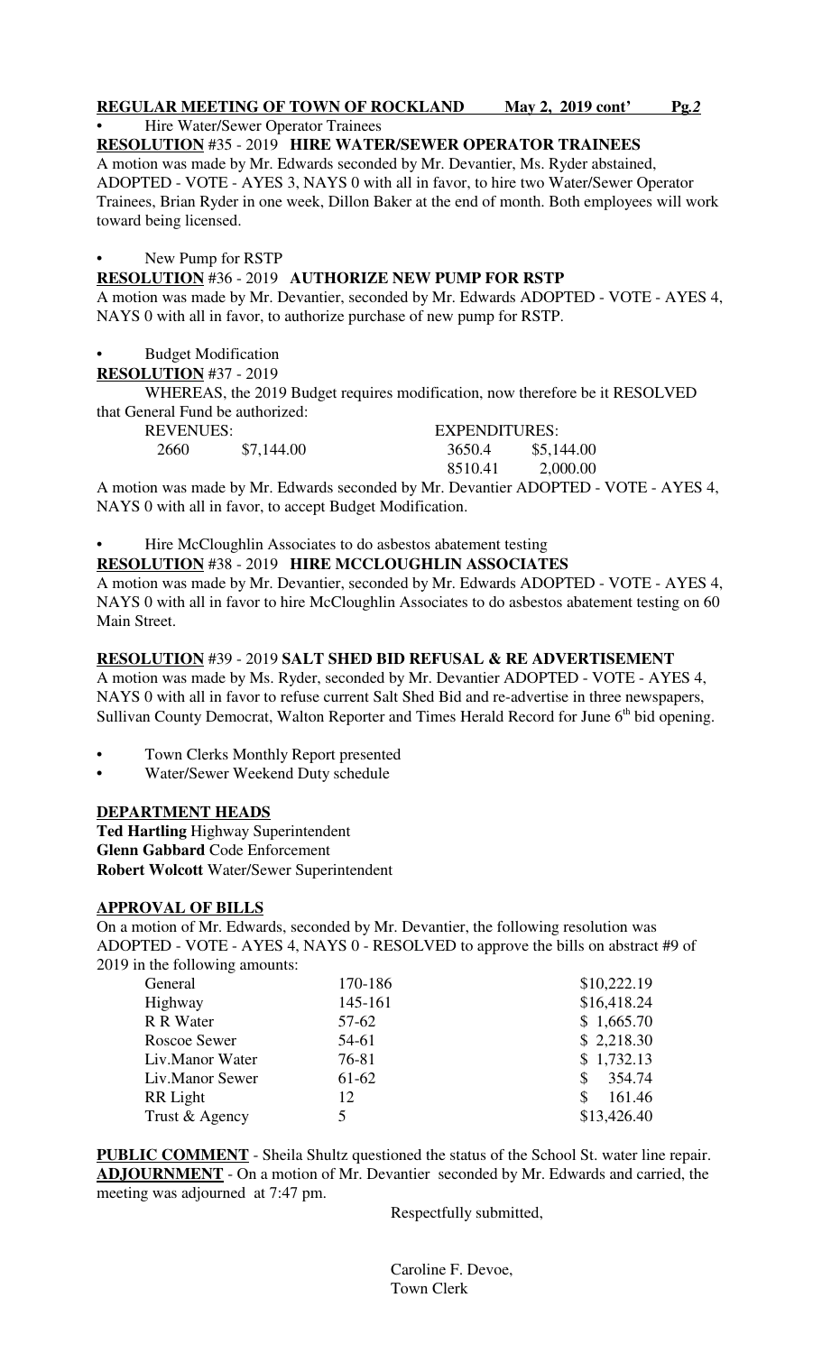**REGULAR MEETING OF TOWN OF ROCKLAND May 2, 2019 cont' Pg. 2**

- Hire Water/Sewer Operator Trainees

**RESOLUTION #35 - 2019 HIRE WATER/SEWER OPERATOR TRAINEES**

A motion was made by Mr. Edwards seconded by Mr. Devantier, Ms. Ryder abstained, ADOPTED - VOTE - AYES 3, NAYS 0 with all in favor, to hire two Water/Sewer Operator Trainees, Brian Ryder in one week, Dillon Baker at the end of month. Both employees will work toward being licensed.

- New Pump for RSTP

**RESOLUTION #36 - 2019 AUTHORIZE NEW PUMP FOR RSTP**

A motion was made by Mr. Devantier, seconded by Mr. Edwards ADOPTED - VOTE - AYES 4, NAYS 0 with all in favor, to authorize purchase of new pump for RSTP.

- Budget Modification

**RESOLUTION #37 - 2019**

WHEREAS, the 2019 Budget requires modification, now therefore be it RESOLVED that General Fund be authorized:

| REVENUES: | | EXPENDITURES: | |
|---|---|---|---|
| 2660 | $7,144.00 | 3650.4 | $5,144.00 |
| | | 8510.41 | 2,000.00 |

A motion was made by Mr. Edwards seconded by Mr. Devantier ADOPTED - VOTE - AYES 4, NAYS 0 with all in favor, to accept Budget Modification.

- Hire McCloughlin Associates to do asbestos abatement testing

**RESOLUTION #38 - 2019 HIRE MCCLOUGHLIN ASSOCIATES**

A motion was made by Mr. Devantier, seconded by Mr. Edwards ADOPTED - VOTE - AYES 4, NAYS 0 with all in favor to hire McCloughlin Associates to do asbestos abatement testing on 60 Main Street.

**RESOLUTION #39 - 2019 SALT SHED BID REFUSAL & RE ADVERTISEMENT**

A motion was made by Ms. Ryder, seconded by Mr. Devantier ADOPTED - VOTE - AYES 4, NAYS 0 with all in favor to refuse current Salt Shed Bid and re-advertise in three newspapers, Sullivan County Democrat, Walton Reporter and Times Herald Record for June 6th bid opening.

- Town Clerks Monthly Report presented
- Water/Sewer Weekend Duty schedule

**DEPARTMENT HEADS**

**Ted Hartling** Highway Superintendent
**Glenn Gabbard** Code Enforcement
**Robert Wolcott** Water/Sewer Superintendent

**APPROVAL OF BILLS**

On a motion of Mr. Edwards, seconded by Mr. Devantier, the following resolution was ADOPTED - VOTE - AYES 4, NAYS 0 - RESOLVED to approve the bills on abstract #9 of 2019 in the following amounts:

| | | |
|---|---|---|
| General | 170-186 | $10,222.19 |
| Highway | 145-161 | $16,418.24 |
| R R Water | 57-62 | $ 1,665.70 |
| Roscoe Sewer | 54-61 | $ 2,218.30 |
| Liv.Manor Water | 76-81 | $ 1,732.13 |
| Liv.Manor Sewer | 61-62 | $ 354.74 |
| RR Light | 12 | $ 161.46 |
| Trust & Agency | 5 | $13,426.40 |

**PUBLIC COMMENT** - Sheila Shultz questioned the status of the School St. water line repair.

**ADJOURNMENT** - On a motion of Mr. Devantier seconded by Mr. Edwards and carried, the meeting was adjourned at 7:47 pm.

Respectfully submitted,

Caroline F. Devoe,
Town Clerk